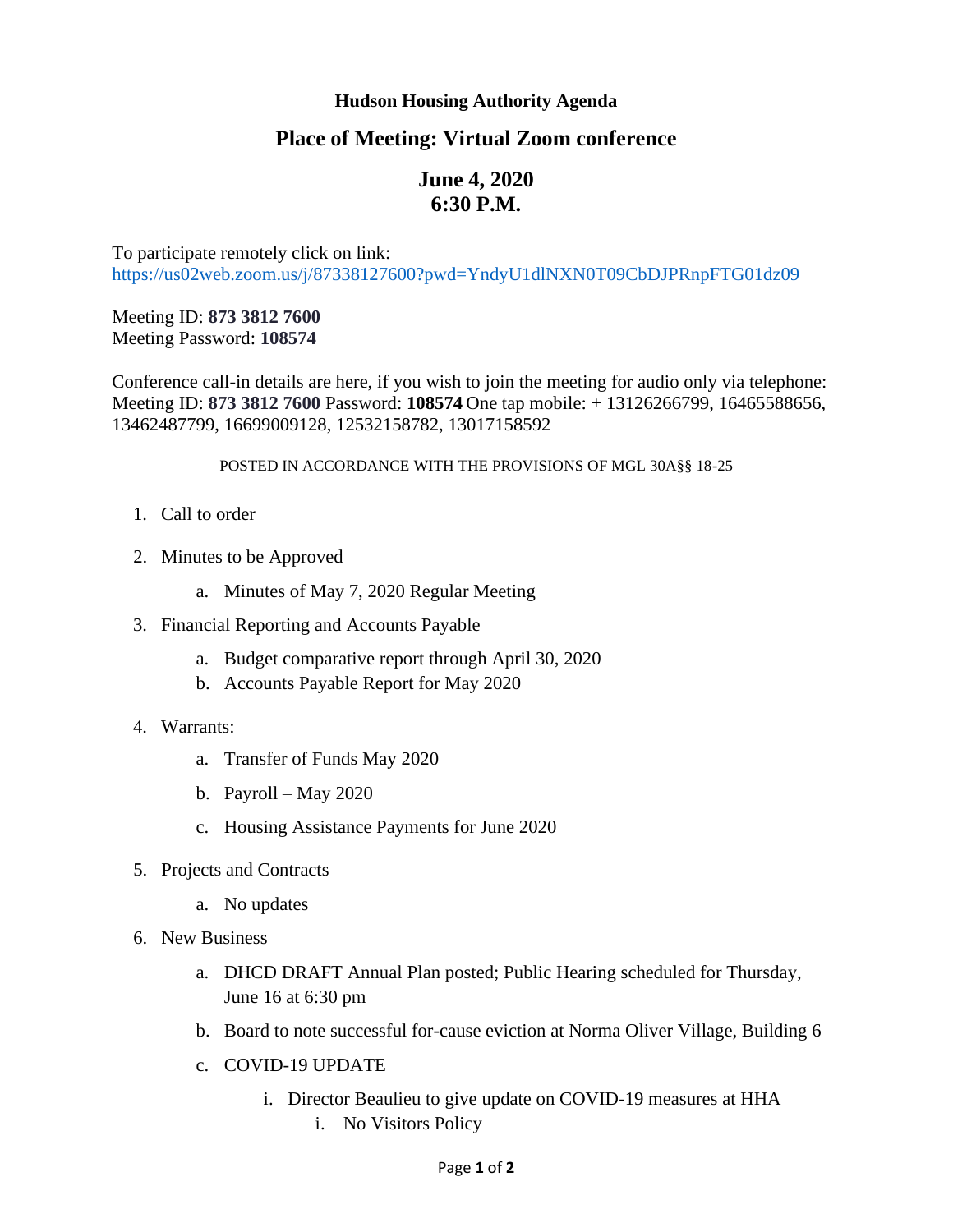# Hudson Housing Authority Agenda

## Place of Meeting: Virtual Zoom conference

## June 4, 2020
## 6:30 P.M.

To participate remotely click on link:
https://us02web.zoom.us/j/87338127600?pwd=YndyU1dlNXN0T09CbDJPRnpFTG01dz09

Meeting ID: **873 3812 7600**
Meeting Password: **108574**

Conference call-in details are here, if you wish to join the meeting for audio only via telephone: Meeting ID: **873 3812 7600** Password: **108574** One tap mobile: + 13126266799, 16465588656, 13462487799, 16699009128, 12532158782, 13017158592

POSTED IN ACCORDANCE WITH THE PROVISIONS OF MGL 30A§§ 18-25

1. Call to order
2. Minutes to be Approved
   a. Minutes of May 7, 2020 Regular Meeting
3. Financial Reporting and Accounts Payable
   a. Budget comparative report through April 30, 2020
   b. Accounts Payable Report for May 2020
4. Warrants:
   a. Transfer of Funds May 2020
   b. Payroll – May 2020
   c. Housing Assistance Payments for June 2020
5. Projects and Contracts
   a. No updates
6. New Business
   a. DHCD DRAFT Annual Plan posted; Public Hearing scheduled for Thursday, June 16 at 6:30 pm
   b. Board to note successful for-cause eviction at Norma Oliver Village, Building 6
   c. COVID-19 UPDATE
      i. Director Beaulieu to give update on COVID-19 measures at HHA
         i. No Visitors Policy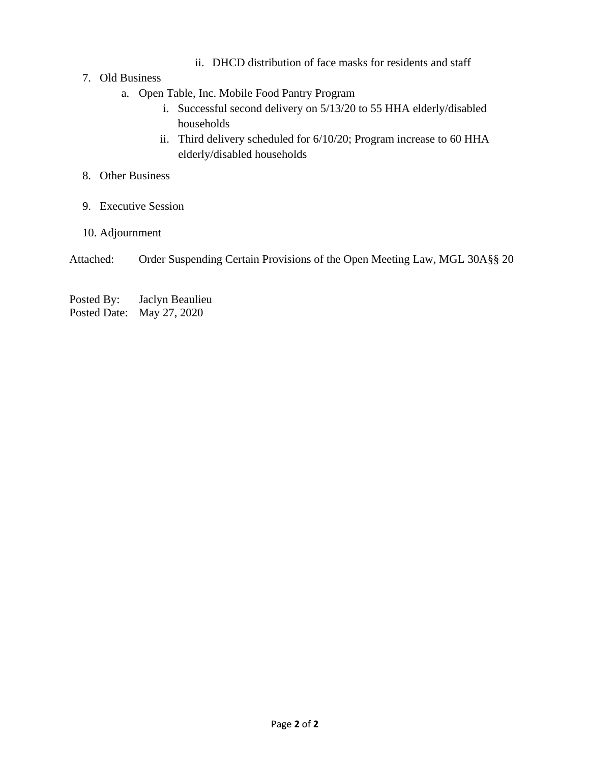ii. DHCD distribution of face masks for residents and staff

7. Old Business
    a. Open Table, Inc. Mobile Food Pantry Program
        i. Successful second delivery on 5/13/20 to 55 HHA elderly/disabled households
        ii. Third delivery scheduled for 6/10/20; Program increase to 60 HHA elderly/disabled households

8. Other Business

9. Executive Session

10. Adjournment

Attached: Order Suspending Certain Provisions of the Open Meeting Law, MGL 30A§§ 20

Posted By: Jaclyn Beaulieu
Posted Date: May 27, 2020